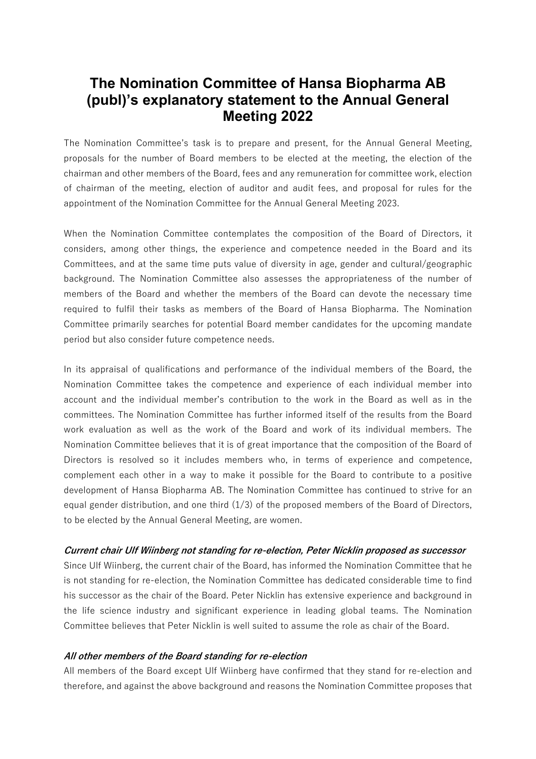# The Nomination Committee of Hansa Biopharma AB (publ)'s explanatory statement to the Annual General Meeting 2022

The Nomination Committee's task is to prepare and present, for the Annual General Meeting, proposals for the number of Board members to be elected at the meeting, the election of the chairman and other members of the Board, fees and any remuneration for committee work, election of chairman of the meeting, election of auditor and audit fees, and proposal for rules for the appointment of the Nomination Committee for the Annual General Meeting 2023.

When the Nomination Committee contemplates the composition of the Board of Directors, it considers, among other things, the experience and competence needed in the Board and its Committees, and at the same time puts value of diversity in age, gender and cultural/geographic background. The Nomination Committee also assesses the appropriateness of the number of members of the Board and whether the members of the Board can devote the necessary time required to fulfil their tasks as members of the Board of Hansa Biopharma. The Nomination Committee primarily searches for potential Board member candidates for the upcoming mandate period but also consider future competence needs.

In its appraisal of qualifications and performance of the individual members of the Board, the Nomination Committee takes the competence and experience of each individual member into account and the individual member's contribution to the work in the Board as well as in the committees. The Nomination Committee has further informed itself of the results from the Board work evaluation as well as the work of the Board and work of its individual members. The Nomination Committee believes that it is of great importance that the composition of the Board of Directors is resolved so it includes members who, in terms of experience and competence, complement each other in a way to make it possible for the Board to contribute to a positive development of Hansa Biopharma AB. The Nomination Committee has continued to strive for an equal gender distribution, and one third (1/3) of the proposed members of the Board of Directors, to be elected by the Annual General Meeting, are women.

***Current chair Ulf Wiinberg not standing for re-election, Peter Nicklin proposed as successor***

Since Ulf Wiinberg, the current chair of the Board, has informed the Nomination Committee that he is not standing for re-election, the Nomination Committee has dedicated considerable time to find his successor as the chair of the Board. Peter Nicklin has extensive experience and background in the life science industry and significant experience in leading global teams. The Nomination Committee believes that Peter Nicklin is well suited to assume the role as chair of the Board.

***All other members of the Board standing for re-election***

All members of the Board except Ulf Wiinberg have confirmed that they stand for re-election and therefore, and against the above background and reasons the Nomination Committee proposes that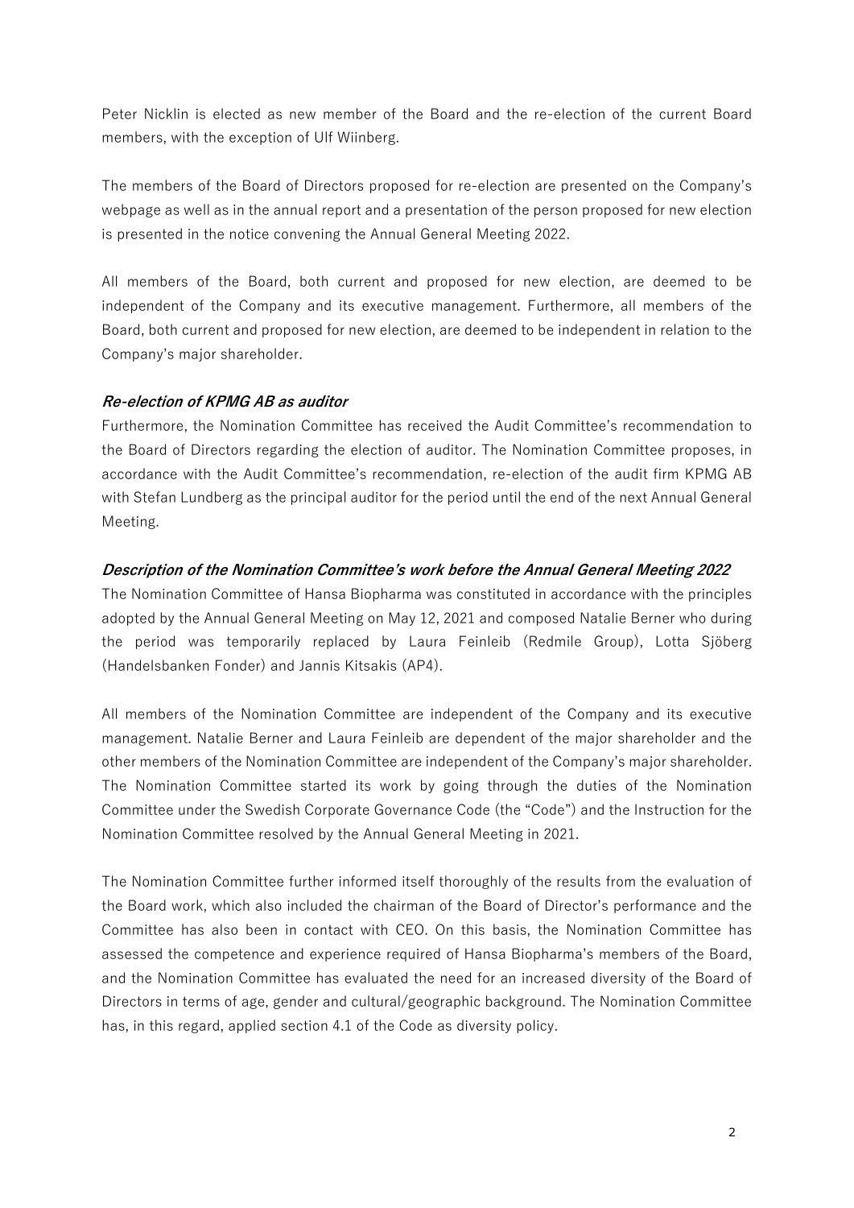Peter Nicklin is elected as new member of the Board and the re-election of the current Board members, with the exception of Ulf Wiinberg.

The members of the Board of Directors proposed for re-election are presented on the Company's webpage as well as in the annual report and a presentation of the person proposed for new election is presented in the notice convening the Annual General Meeting 2022.

All members of the Board, both current and proposed for new election, are deemed to be independent of the Company and its executive management. Furthermore, all members of the Board, both current and proposed for new election, are deemed to be independent in relation to the Company's major shareholder.

***Re-election of KPMG AB as auditor***

Furthermore, the Nomination Committee has received the Audit Committee's recommendation to the Board of Directors regarding the election of auditor. The Nomination Committee proposes, in accordance with the Audit Committee's recommendation, re-election of the audit firm KPMG AB with Stefan Lundberg as the principal auditor for the period until the end of the next Annual General Meeting.

***Description of the Nomination Committee's work before the Annual General Meeting 2022***

The Nomination Committee of Hansa Biopharma was constituted in accordance with the principles adopted by the Annual General Meeting on May 12, 2021 and composed Natalie Berner who during the period was temporarily replaced by Laura Feinleib (Redmile Group), Lotta Sjöberg (Handelsbanken Fonder) and Jannis Kitsakis (AP4).

All members of the Nomination Committee are independent of the Company and its executive management. Natalie Berner and Laura Feinleib are dependent of the major shareholder and the other members of the Nomination Committee are independent of the Company's major shareholder. The Nomination Committee started its work by going through the duties of the Nomination Committee under the Swedish Corporate Governance Code (the "Code") and the Instruction for the Nomination Committee resolved by the Annual General Meeting in 2021.

The Nomination Committee further informed itself thoroughly of the results from the evaluation of the Board work, which also included the chairman of the Board of Director's performance and the Committee has also been in contact with CEO. On this basis, the Nomination Committee has assessed the competence and experience required of Hansa Biopharma's members of the Board, and the Nomination Committee has evaluated the need for an increased diversity of the Board of Directors in terms of age, gender and cultural/geographic background. The Nomination Committee has, in this regard, applied section 4.1 of the Code as diversity policy.